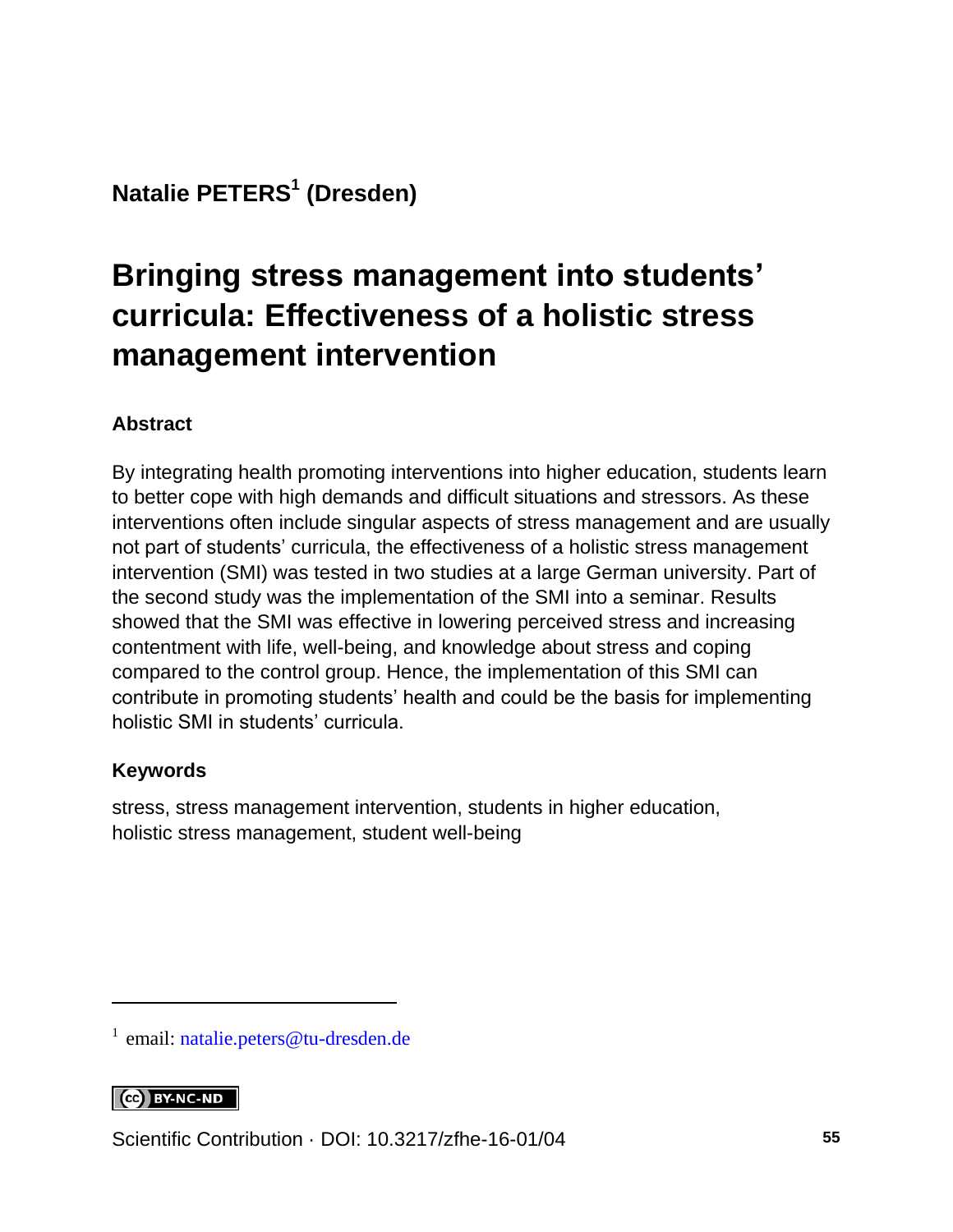**Natalie PETERS[1] (Dresden)**

# Bringing stress management into students' curricula: Effectiveness of a holistic stress management intervention

### Abstract

By integrating health promoting interventions into higher education, students learn to better cope with high demands and difficult situations and stressors. As these interventions often include singular aspects of stress management and are usually not part of students' curricula, the effectiveness of a holistic stress management intervention (SMI) was tested in two studies at a large German university. Part of the second study was the implementation of the SMI into a seminar. Results showed that the SMI was effective in lowering perceived stress and increasing contentment with life, well-being, and knowledge about stress and coping compared to the control group. Hence, the implementation of this SMI can contribute in promoting students' health and could be the basis for implementing holistic SMI in students' curricula.

### Keywords

stress, stress management intervention, students in higher education, holistic stress management, student well-being

[1] email: natalie.peters@tu-dresden.de

BY-NC-ND

Scientific Contribution · DOI: 10.3217/zfhe-16-01/04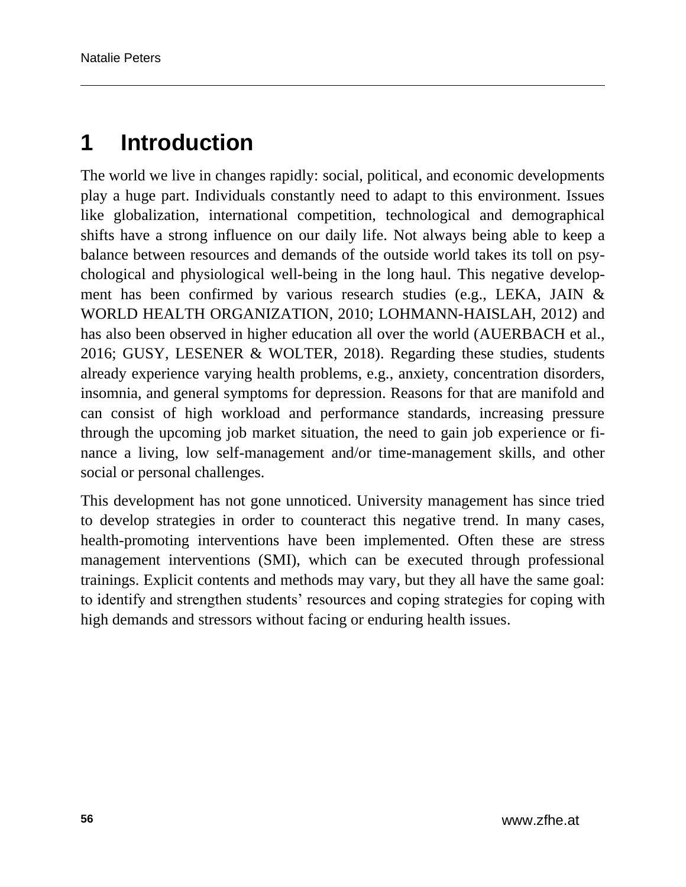# 1 Introduction

The world we live in changes rapidly: social, political, and economic developments play a huge part. Individuals constantly need to adapt to this environment. Issues like globalization, international competition, technological and demographical shifts have a strong influence on our daily life. Not always being able to keep a balance between resources and demands of the outside world takes its toll on psychological and physiological well-being in the long haul. This negative development has been confirmed by various research studies (e.g., LEKA, JAIN & WORLD HEALTH ORGANIZATION, 2010; LOHMANN-HAISLAH, 2012) and has also been observed in higher education all over the world (AUERBACH et al., 2016; GUSY, LESENER & WOLTER, 2018). Regarding these studies, students already experience varying health problems, e.g., anxiety, concentration disorders, insomnia, and general symptoms for depression. Reasons for that are manifold and can consist of high workload and performance standards, increasing pressure through the upcoming job market situation, the need to gain job experience or finance a living, low self-management and/or time-management skills, and other social or personal challenges.

This development has not gone unnoticed. University management has since tried to develop strategies in order to counteract this negative trend. In many cases, health-promoting interventions have been implemented. Often these are stress management interventions (SMI), which can be executed through professional trainings. Explicit contents and methods may vary, but they all have the same goal: to identify and strengthen students' resources and coping strategies for coping with high demands and stressors without facing or enduring health issues.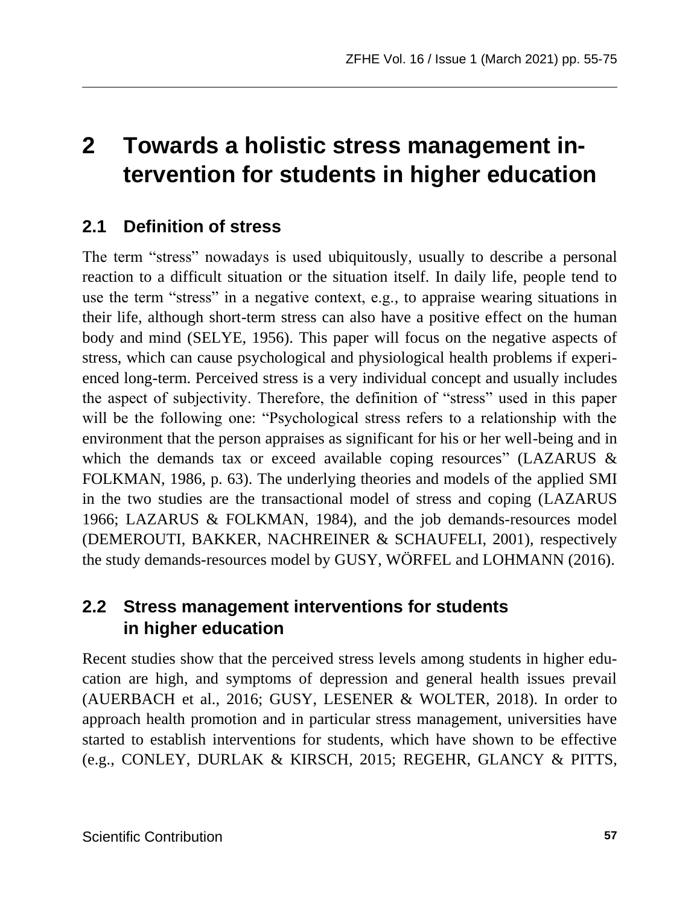# 2 Towards a holistic stress management intervention for students in higher education

## 2.1 Definition of stress

The term "stress" nowadays is used ubiquitously, usually to describe a personal reaction to a difficult situation or the situation itself. In daily life, people tend to use the term "stress" in a negative context, e.g., to appraise wearing situations in their life, although short-term stress can also have a positive effect on the human body and mind (SELYE, 1956). This paper will focus on the negative aspects of stress, which can cause psychological and physiological health problems if experienced long-term. Perceived stress is a very individual concept and usually includes the aspect of subjectivity. Therefore, the definition of "stress" used in this paper will be the following one: "Psychological stress refers to a relationship with the environment that the person appraises as significant for his or her well-being and in which the demands tax or exceed available coping resources" (LAZARUS & FOLKMAN, 1986, p. 63). The underlying theories and models of the applied SMI in the two studies are the transactional model of stress and coping (LAZARUS 1966; LAZARUS & FOLKMAN, 1984), and the job demands-resources model (DEMEROUTI, BAKKER, NACHREINER & SCHAUFELI, 2001), respectively the study demands-resources model by GUSY, WÖRFEL and LOHMANN (2016).

## 2.2 Stress management interventions for students in higher education

Recent studies show that the perceived stress levels among students in higher education are high, and symptoms of depression and general health issues prevail (AUERBACH et al., 2016; GUSY, LESENER & WOLTER, 2018). In order to approach health promotion and in particular stress management, universities have started to establish interventions for students, which have shown to be effective (e.g., CONLEY, DURLAK & KIRSCH, 2015; REGEHR, GLANCY & PITTS,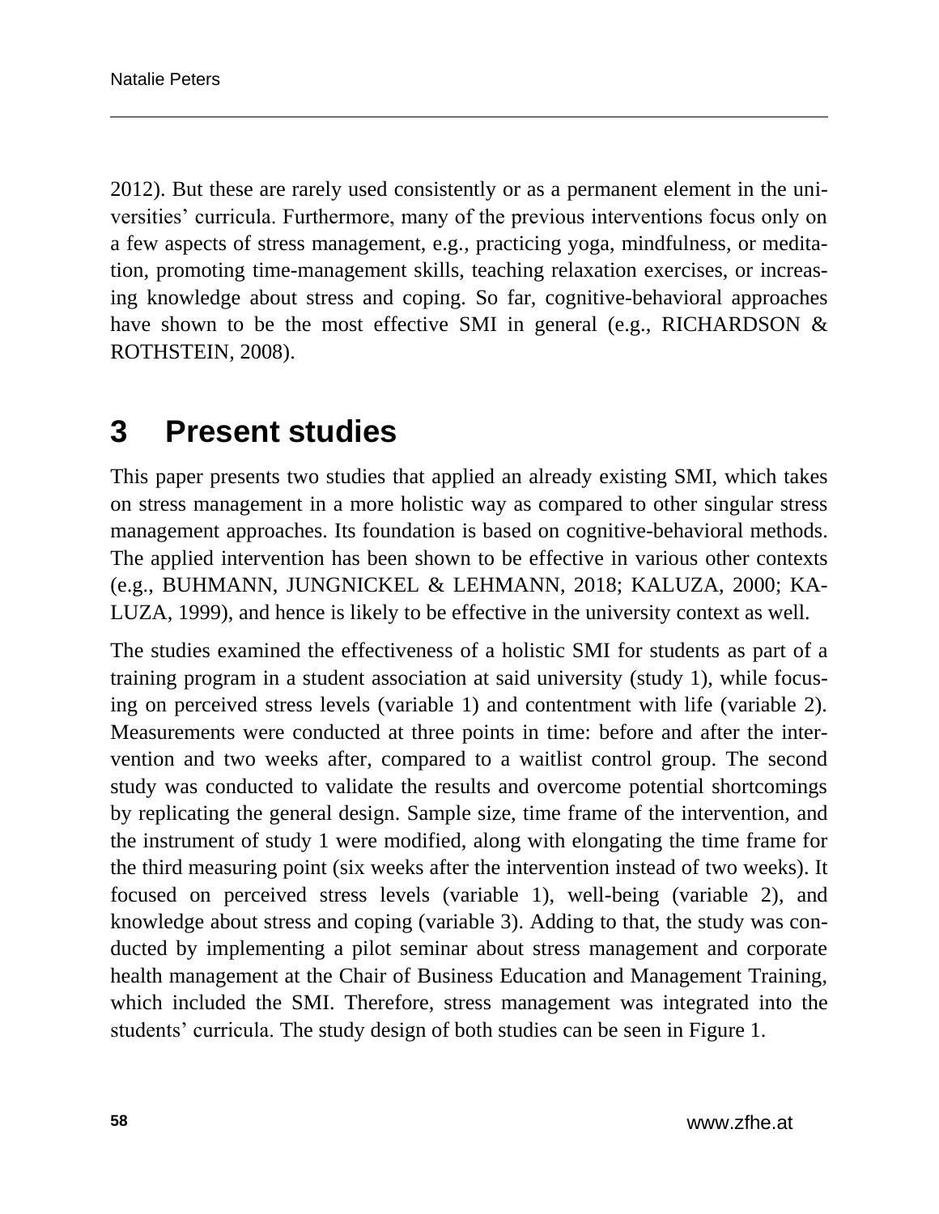2012). But these are rarely used consistently or as a permanent element in the universities' curricula. Furthermore, many of the previous interventions focus only on a few aspects of stress management, e.g., practicing yoga, mindfulness, or meditation, promoting time-management skills, teaching relaxation exercises, or increasing knowledge about stress and coping. So far, cognitive-behavioral approaches have shown to be the most effective SMI in general (e.g., RICHARDSON & ROTHSTEIN, 2008).

## 3 Present studies

This paper presents two studies that applied an already existing SMI, which takes on stress management in a more holistic way as compared to other singular stress management approaches. Its foundation is based on cognitive-behavioral methods. The applied intervention has been shown to be effective in various other contexts (e.g., BUHMANN, JUNGNICKEL & LEHMANN, 2018; KALUZA, 2000; KALUZA, 1999), and hence is likely to be effective in the university context as well.

The studies examined the effectiveness of a holistic SMI for students as part of a training program in a student association at said university (study 1), while focusing on perceived stress levels (variable 1) and contentment with life (variable 2). Measurements were conducted at three points in time: before and after the intervention and two weeks after, compared to a waitlist control group. The second study was conducted to validate the results and overcome potential shortcomings by replicating the general design. Sample size, time frame of the intervention, and the instrument of study 1 were modified, along with elongating the time frame for the third measuring point (six weeks after the intervention instead of two weeks). It focused on perceived stress levels (variable 1), well-being (variable 2), and knowledge about stress and coping (variable 3). Adding to that, the study was conducted by implementing a pilot seminar about stress management and corporate health management at the Chair of Business Education and Management Training, which included the SMI. Therefore, stress management was integrated into the students' curricula. The study design of both studies can be seen in Figure 1.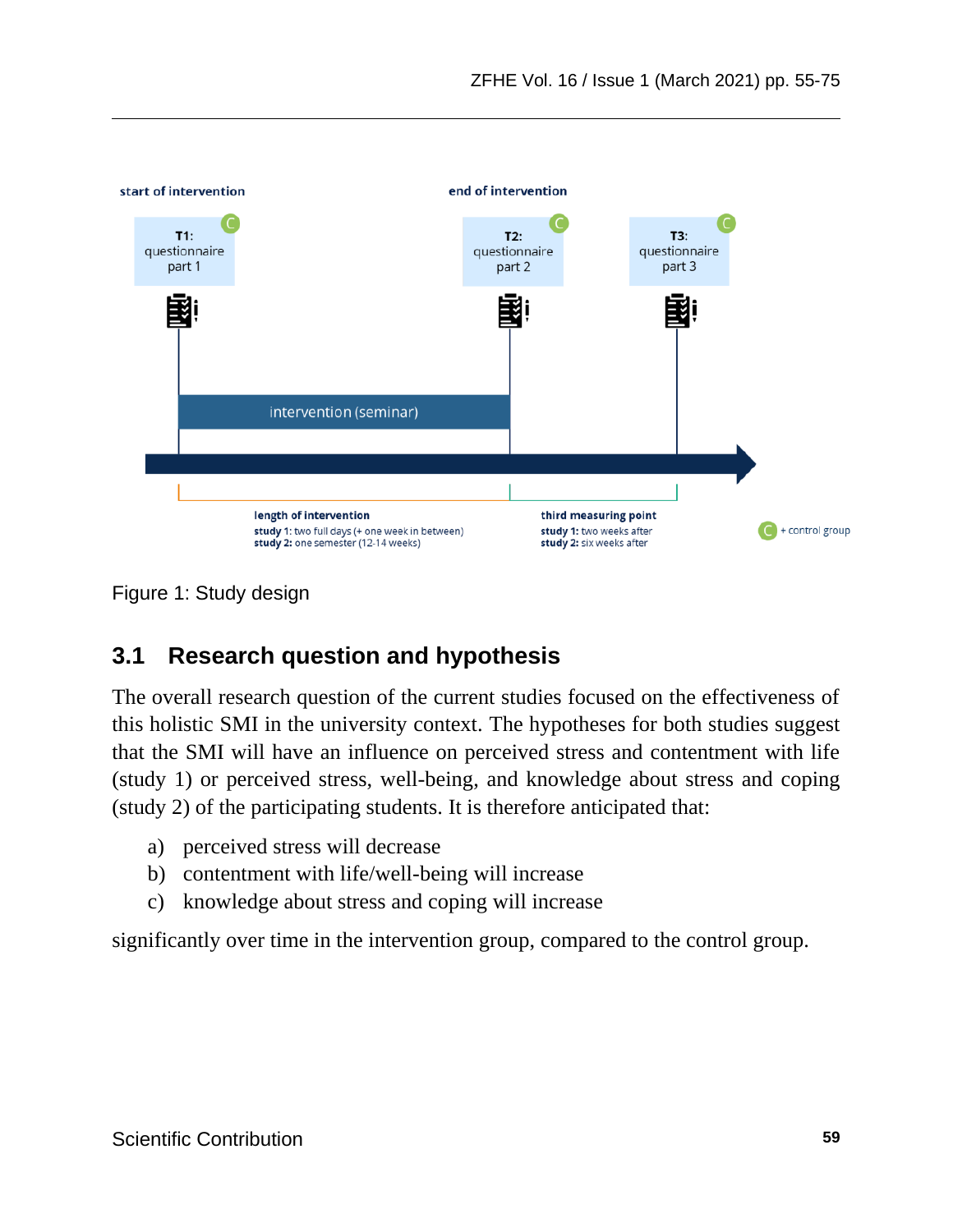Figure 1: Study design

## 3.1 Research question and hypothesis

The overall research question of the current studies focused on the effectiveness of this holistic SMI in the university context. The hypotheses for both studies suggest that the SMI will have an influence on perceived stress and contentment with life (study 1) or perceived stress, well-being, and knowledge about stress and coping (study 2) of the participating students. It is therefore anticipated that:

a) perceived stress will decrease
b) contentment with life/well-being will increase
c) knowledge about stress and coping will increase

significantly over time in the intervention group, compared to the control group.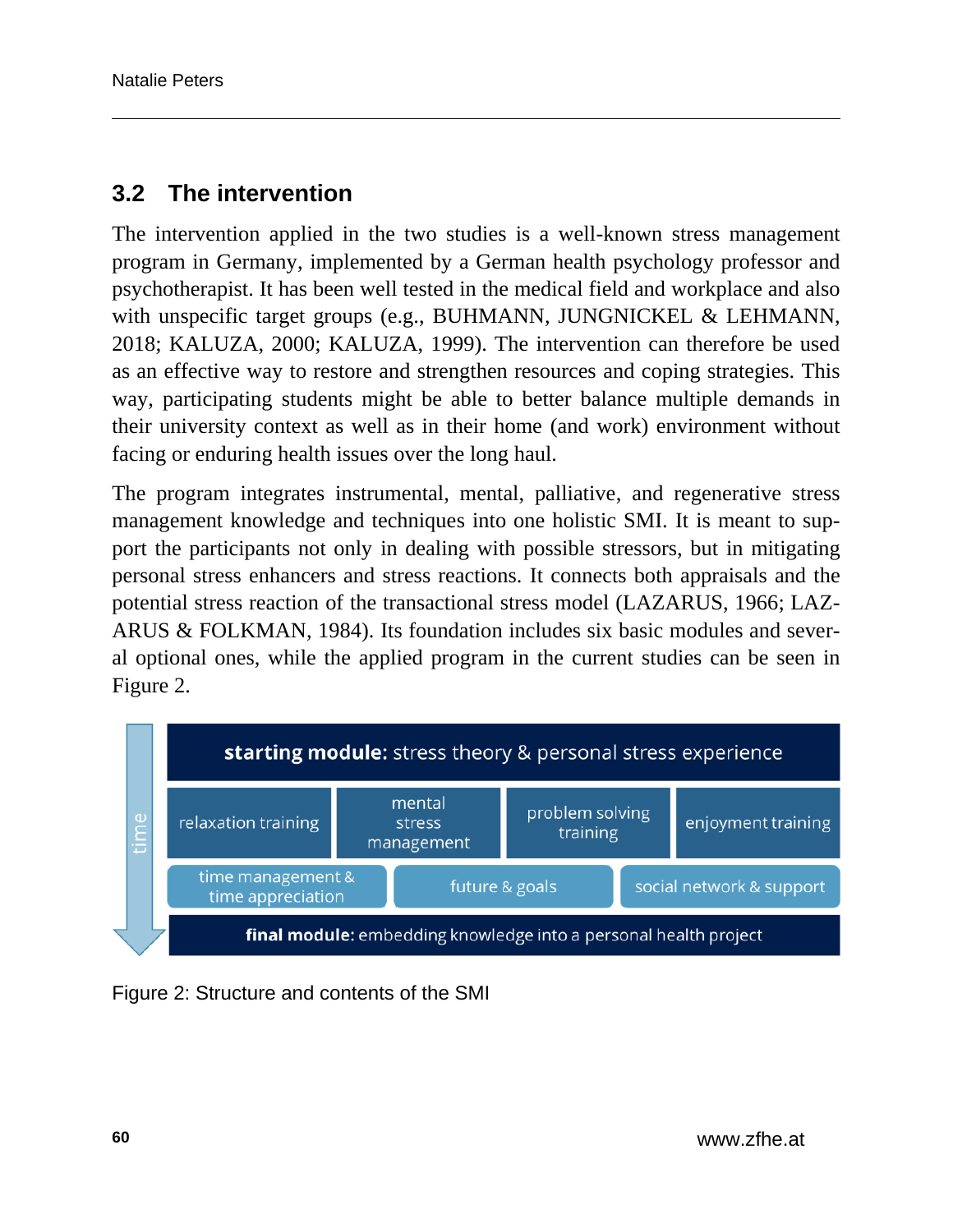## 3.2 The intervention

The intervention applied in the two studies is a well-known stress management program in Germany, implemented by a German health psychology professor and psychotherapist. It has been well tested in the medical field and workplace and also with unspecific target groups (e.g., BUHMANN, JUNGNICKEL & LEHMANN, 2018; KALUZA, 2000; KALUZA, 1999). The intervention can therefore be used as an effective way to restore and strengthen resources and coping strategies. This way, participating students might be able to better balance multiple demands in their university context as well as in their home (and work) environment without facing or enduring health issues over the long haul.

The program integrates instrumental, mental, palliative, and regenerative stress management knowledge and techniques into one holistic SMI. It is meant to support the participants not only in dealing with possible stressors, but in mitigating personal stress enhancers and stress reactions. It connects both appraisals and the potential stress reaction of the transactional stress model (LAZARUS, 1966; LAZARUS & FOLKMAN, 1984). Its foundation includes six basic modules and several optional ones, while the applied program in the current studies can be seen in Figure 2.

time ↓

| **starting module:** stress theory & personal stress experience | | | |
|---|---|---|---|
| relaxation training | mental stress management | problem solving training | enjoyment training |
| time management & time appreciation | future & goals | social network & support | |
| **final module:** embedding knowledge into a personal health project | | | |

Figure 2: Structure and contents of the SMI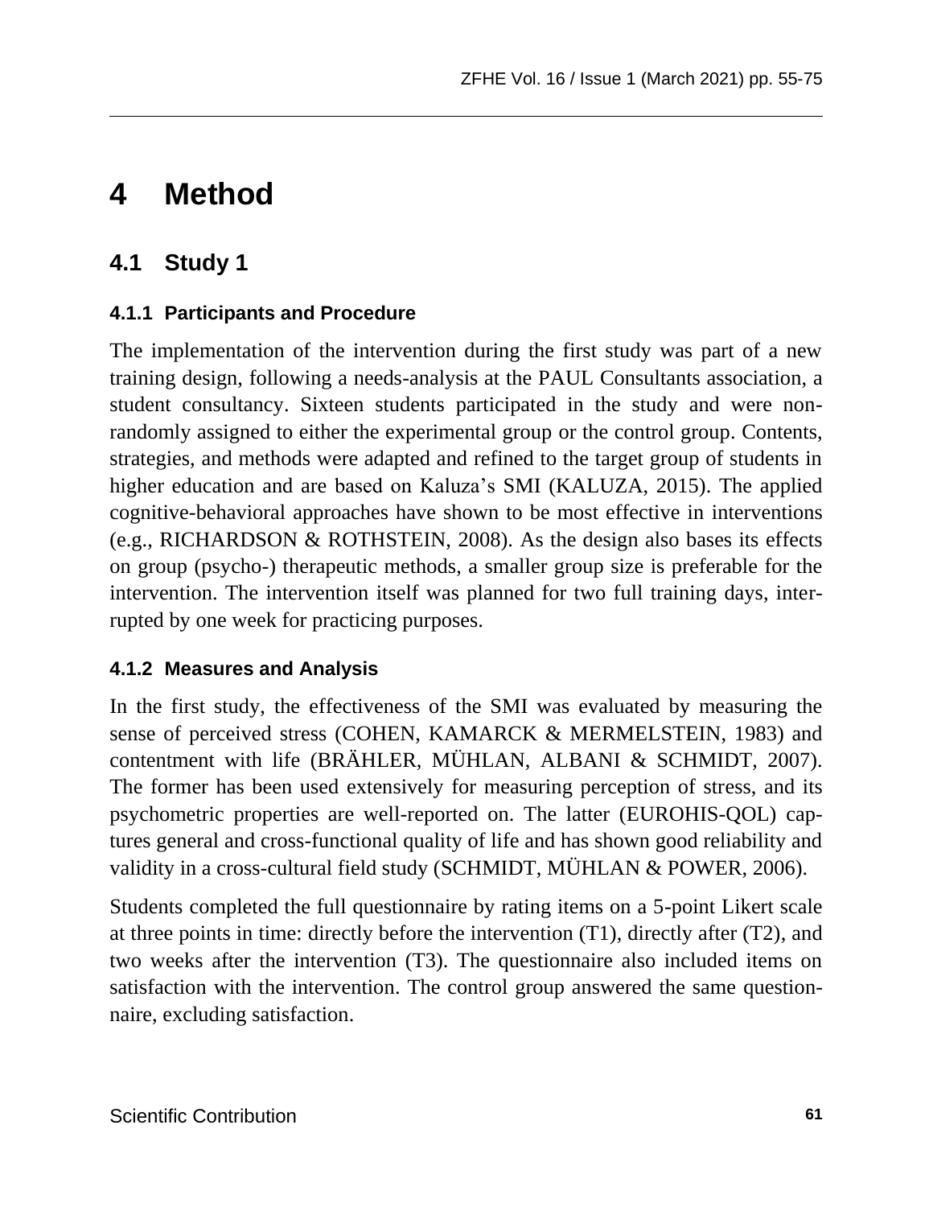# 4 Method

## 4.1 Study 1

### 4.1.1 Participants and Procedure

The implementation of the intervention during the first study was part of a new training design, following a needs-analysis at the PAUL Consultants association, a student consultancy. Sixteen students participated in the study and were non-randomly assigned to either the experimental group or the control group. Contents, strategies, and methods were adapted and refined to the target group of students in higher education and are based on Kaluza's SMI (KALUZA, 2015). The applied cognitive-behavioral approaches have shown to be most effective in interventions (e.g., RICHARDSON & ROTHSTEIN, 2008). As the design also bases its effects on group (psycho-) therapeutic methods, a smaller group size is preferable for the intervention. The intervention itself was planned for two full training days, interrupted by one week for practicing purposes.

### 4.1.2 Measures and Analysis

In the first study, the effectiveness of the SMI was evaluated by measuring the sense of perceived stress (COHEN, KAMARCK & MERMELSTEIN, 1983) and contentment with life (BRÄHLER, MÜHLAN, ALBANI & SCHMIDT, 2007). The former has been used extensively for measuring perception of stress, and its psychometric properties are well-reported on. The latter (EUROHIS-QOL) captures general and cross-functional quality of life and has shown good reliability and validity in a cross-cultural field study (SCHMIDT, MÜHLAN & POWER, 2006).

Students completed the full questionnaire by rating items on a 5-point Likert scale at three points in time: directly before the intervention (T1), directly after (T2), and two weeks after the intervention (T3). The questionnaire also included items on satisfaction with the intervention. The control group answered the same questionnaire, excluding satisfaction.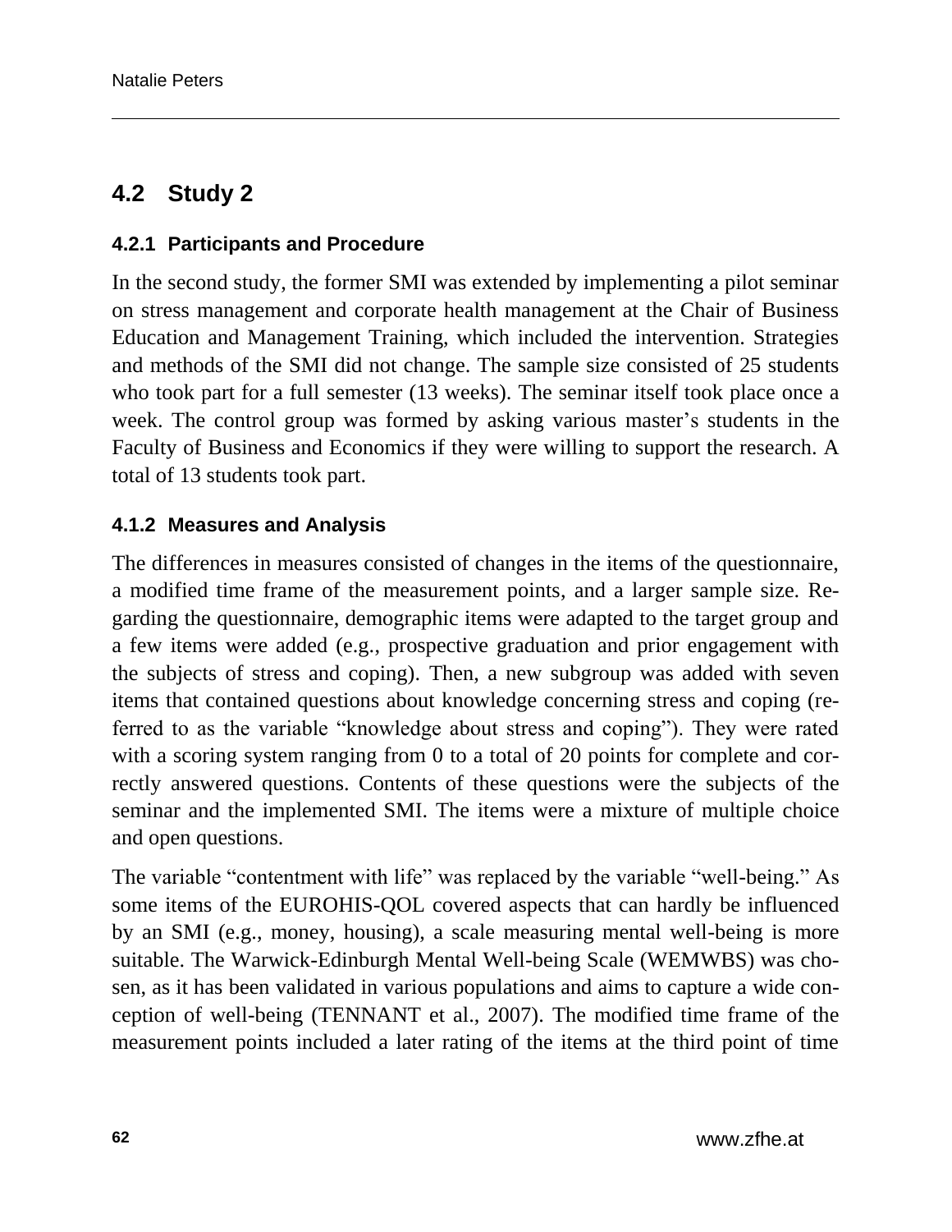## 4.2 Study 2

### 4.2.1 Participants and Procedure

In the second study, the former SMI was extended by implementing a pilot seminar on stress management and corporate health management at the Chair of Business Education and Management Training, which included the intervention. Strategies and methods of the SMI did not change. The sample size consisted of 25 students who took part for a full semester (13 weeks). The seminar itself took place once a week. The control group was formed by asking various master's students in the Faculty of Business and Economics if they were willing to support the research. A total of 13 students took part.

### 4.1.2 Measures and Analysis

The differences in measures consisted of changes in the items of the questionnaire, a modified time frame of the measurement points, and a larger sample size. Regarding the questionnaire, demographic items were adapted to the target group and a few items were added (e.g., prospective graduation and prior engagement with the subjects of stress and coping). Then, a new subgroup was added with seven items that contained questions about knowledge concerning stress and coping (referred to as the variable "knowledge about stress and coping"). They were rated with a scoring system ranging from 0 to a total of 20 points for complete and correctly answered questions. Contents of these questions were the subjects of the seminar and the implemented SMI. The items were a mixture of multiple choice and open questions.

The variable "contentment with life" was replaced by the variable "well-being." As some items of the EUROHIS-QOL covered aspects that can hardly be influenced by an SMI (e.g., money, housing), a scale measuring mental well-being is more suitable. The Warwick-Edinburgh Mental Well-being Scale (WEMWBS) was chosen, as it has been validated in various populations and aims to capture a wide conception of well-being (TENNANT et al., 2007). The modified time frame of the measurement points included a later rating of the items at the third point of time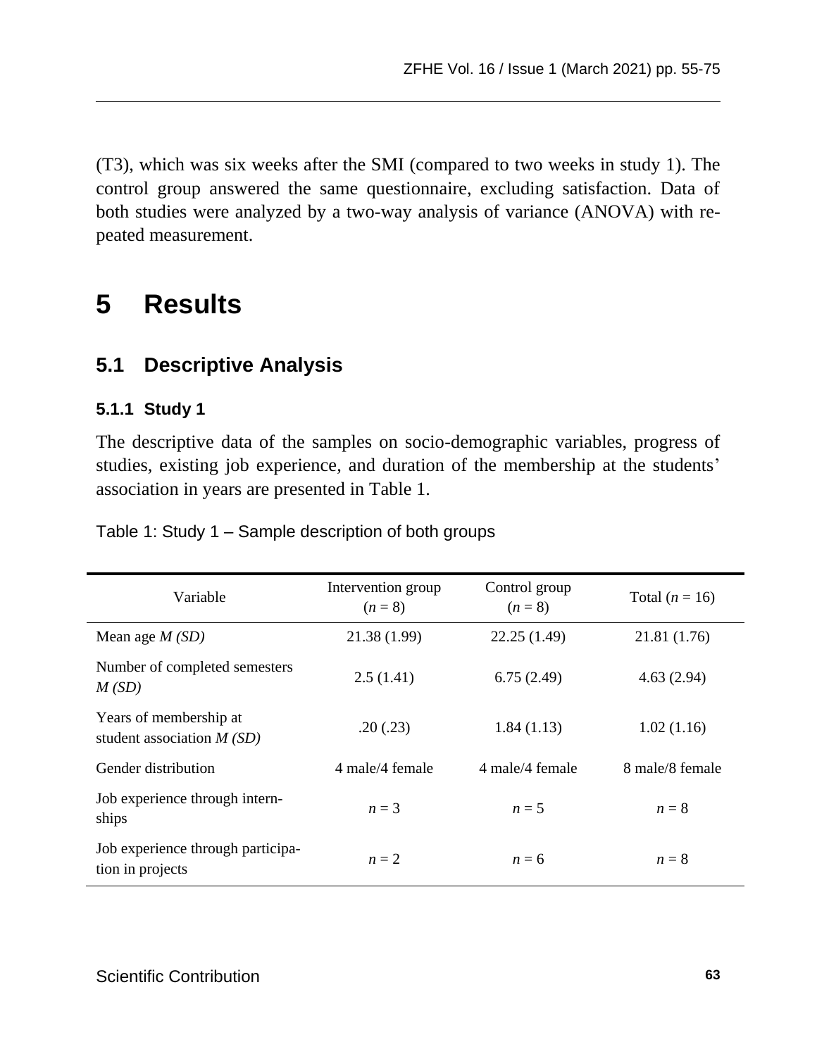(T3), which was six weeks after the SMI (compared to two weeks in study 1). The control group answered the same questionnaire, excluding satisfaction. Data of both studies were analyzed by a two-way analysis of variance (ANOVA) with repeated measurement.

# 5 Results

## 5.1 Descriptive Analysis

### 5.1.1 Study 1

The descriptive data of the samples on socio-demographic variables, progress of studies, existing job experience, and duration of the membership at the students' association in years are presented in Table 1.

Table 1: Study 1 – Sample description of both groups

| Variable | Intervention group ($n$ = 8) | Control group ($n$ = 8) | Total ($n$ = 16) |
|---|---|---|---|
| Mean age *M (SD)* | 21.38 (1.99) | 22.25 (1.49) | 21.81 (1.76) |
| Number of completed semesters *M (SD)* | 2.5 (1.41) | 6.75 (2.49) | 4.63 (2.94) |
| Years of membership at student association *M (SD)* | .20 (.23) | 1.84 (1.13) | 1.02 (1.16) |
| Gender distribution | 4 male/4 female | 4 male/4 female | 8 male/8 female |
| Job experience through internships | $n = 3$ | $n = 5$ | $n = 8$ |
| Job experience through participation in projects | $n = 2$ | $n = 6$ | $n = 8$ |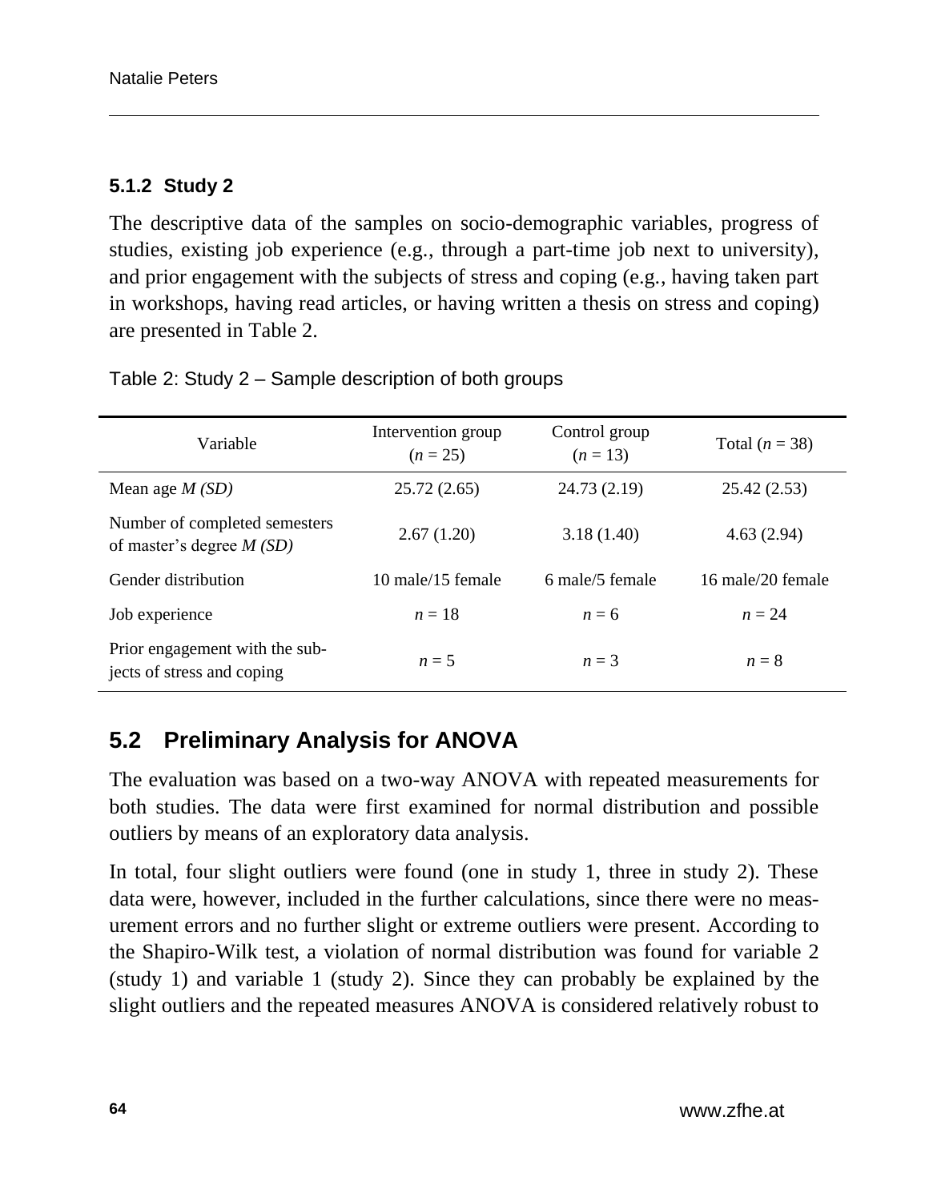### 5.1.2 Study 2

The descriptive data of the samples on socio-demographic variables, progress of studies, existing job experience (e.g., through a part-time job next to university), and prior engagement with the subjects of stress and coping (e.g., having taken part in workshops, having read articles, or having written a thesis on stress and coping) are presented in Table 2.

Table 2: Study 2 – Sample description of both groups

| Variable | Intervention group ($n$ = 25) | Control group ($n$ = 13) | Total ($n$ = 38) |
|---|---|---|---|
| Mean age *M (SD)* | 25.72 (2.65) | 24.73 (2.19) | 25.42 (2.53) |
| Number of completed semesters of master's degree *M (SD)* | 2.67 (1.20) | 3.18 (1.40) | 4.63 (2.94) |
| Gender distribution | 10 male/15 female | 6 male/5 female | 16 male/20 female |
| Job experience | $n$ = 18 | $n$ = 6 | $n$ = 24 |
| Prior engagement with the subjects of stress and coping | $n$ = 5 | $n$ = 3 | $n$ = 8 |

## 5.2 Preliminary Analysis for ANOVA

The evaluation was based on a two-way ANOVA with repeated measurements for both studies. The data were first examined for normal distribution and possible outliers by means of an exploratory data analysis.

In total, four slight outliers were found (one in study 1, three in study 2). These data were, however, included in the further calculations, since there were no measurement errors and no further slight or extreme outliers were present. According to the Shapiro-Wilk test, a violation of normal distribution was found for variable 2 (study 1) and variable 1 (study 2). Since they can probably be explained by the slight outliers and the repeated measures ANOVA is considered relatively robust to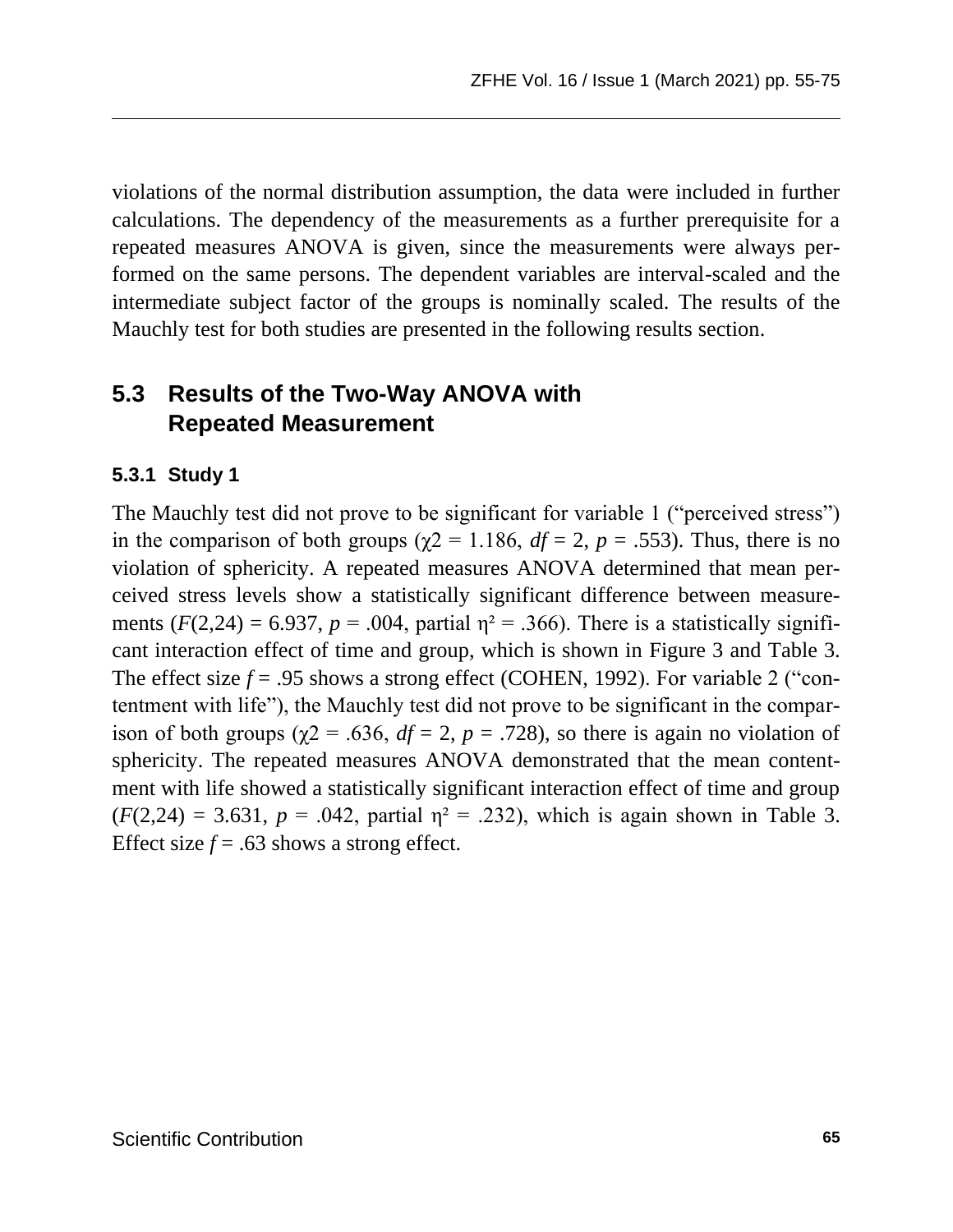violations of the normal distribution assumption, the data were included in further calculations. The dependency of the measurements as a further prerequisite for a repeated measures ANOVA is given, since the measurements were always performed on the same persons. The dependent variables are interval-scaled and the intermediate subject factor of the groups is nominally scaled. The results of the Mauchly test for both studies are presented in the following results section.

## 5.3 Results of the Two-Way ANOVA with Repeated Measurement

### 5.3.1 Study 1

The Mauchly test did not prove to be significant for variable 1 ("perceived stress") in the comparison of both groups ($\chi 2 = 1.186$, $df = 2$, $p = .553$). Thus, there is no violation of sphericity. A repeated measures ANOVA determined that mean perceived stress levels show a statistically significant difference between measurements ($F(2,24) = 6.937$, $p = .004$, partial $\eta^2 = .366$). There is a statistically significant interaction effect of time and group, which is shown in Figure 3 and Table 3. The effect size $f = .95$ shows a strong effect (COHEN, 1992). For variable 2 ("contentment with life"), the Mauchly test did not prove to be significant in the comparison of both groups ($\chi 2 = .636$, $df = 2$, $p = .728$), so there is again no violation of sphericity. The repeated measures ANOVA demonstrated that the mean contentment with life showed a statistically significant interaction effect of time and group ($F(2,24) = 3.631$, $p = .042$, partial $\eta^2 = .232$), which is again shown in Table 3. Effect size $f = .63$ shows a strong effect.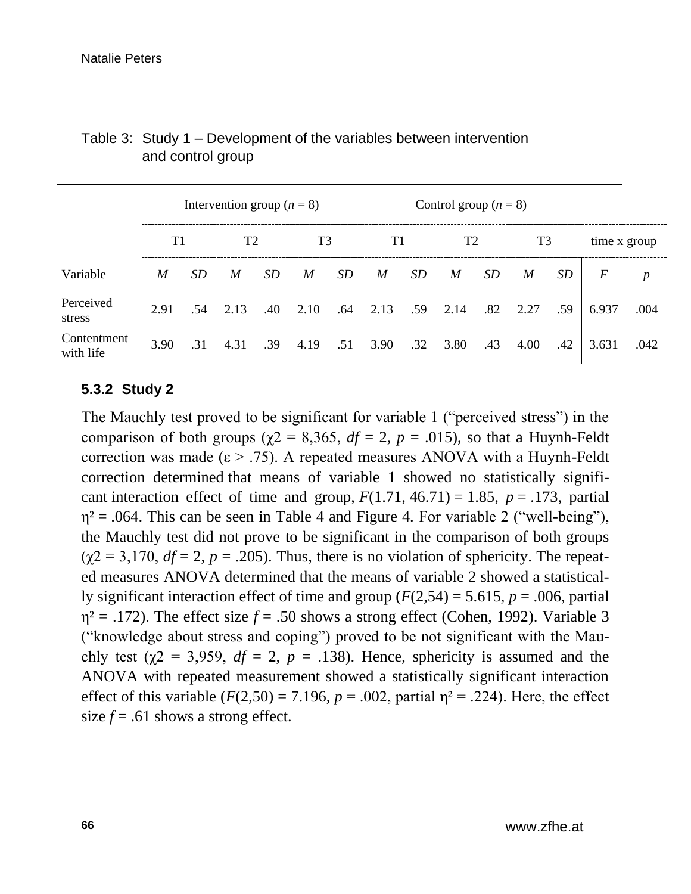Table 3: Study 1 – Development of the variables between intervention and control group

| | Intervention group ($n$ = 8) | | | | | | Control group ($n$ = 8) | | | | | | | |
|---|---|---|---|---|---|---|---|---|---|---|---|---|---|---|
| | T1 | | T2 | | T3 | | T1 | | T2 | | T3 | | time x group | |
| Variable | *M* | *SD* | *M* | *SD* | *M* | *SD* | *M* | *SD* | *M* | *SD* | *M* | *SD* | *F* | *p* |
| Perceived stress | 2.91 | .54 | 2.13 | .40 | 2.10 | .64 | 2.13 | .59 | 2.14 | .82 | 2.27 | .59 | 6.937 | .004 |
| Contentment with life | 3.90 | .31 | 4.31 | .39 | 4.19 | .51 | 3.90 | .32 | 3.80 | .43 | 4.00 | .42 | 3.631 | .042 |

### 5.3.2 Study 2

The Mauchly test proved to be significant for variable 1 ("perceived stress") in the comparison of both groups ($\chi2$ = 8,365, $df$ = 2, $p$ = .015), so that a Huynh-Feldt correction was made ($\varepsilon$ > .75). A repeated measures ANOVA with a Huynh-Feldt correction determined that means of variable 1 showed no statistically significant interaction effect of time and group, $F(1.71, 46.71) = 1.85$, $p = .173$, partial $\eta^2 = .064$. This can be seen in Table 4 and Figure 4. For variable 2 ("well-being"), the Mauchly test did not prove to be significant in the comparison of both groups ($\chi2$ = 3,170, $df$ = 2, $p$ = .205). Thus, there is no violation of sphericity. The repeated measures ANOVA determined that the means of variable 2 showed a statistically significant interaction effect of time and group ($F(2,54) = 5.615$, $p = .006$, partial $\eta^2 = .172$). The effect size $f = .50$ shows a strong effect (Cohen, 1992). Variable 3 ("knowledge about stress and coping") proved to be not significant with the Mauchly test ($\chi2$ = 3,959, $df$ = 2, $p$ = .138). Hence, sphericity is assumed and the ANOVA with repeated measurement showed a statistically significant interaction effect of this variable ($F(2,50) = 7.196$, $p = .002$, partial $\eta^2 = .224$). Here, the effect size $f = .61$ shows a strong effect.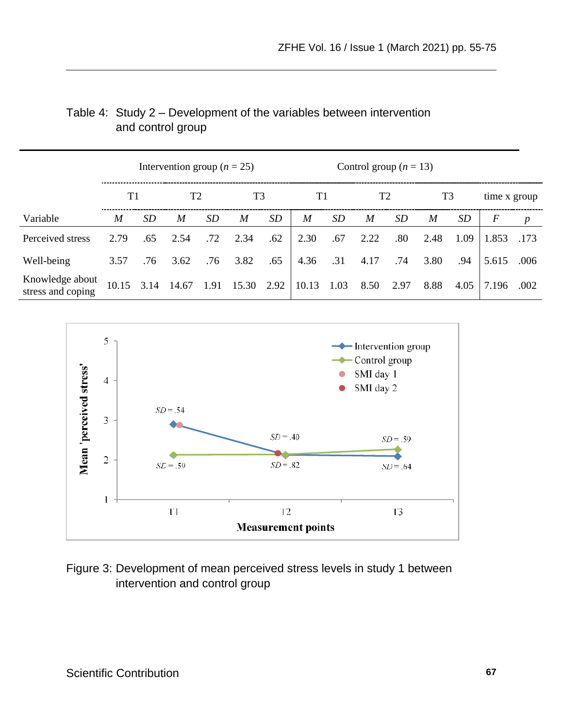Table 4: Study 2 – Development of the variables between intervention and control group

| | Intervention group ($n$ = 25) | | | | | | Control group ($n$ = 13) | | | | | | | |
|---|---|---|---|---|---|---|---|---|---|---|---|---|---|---|
| | T1 | | T2 | | T3 | | T1 | | T2 | | T3 | | time x group | |
| Variable | *M* | *SD* | *M* | *SD* | *M* | *SD* | *M* | *SD* | *M* | *SD* | *M* | *SD* | *F* | *p* |
| Perceived stress | 2.79 | .65 | 2.54 | .72 | 2.34 | .62 | 2.30 | .67 | 2.22 | .80 | 2.48 | 1.09 | 1.853 | .173 |
| Well-being | 3.57 | .76 | 3.62 | .76 | 3.82 | .65 | 4.36 | .31 | 4.17 | .74 | 3.80 | .94 | 5.615 | .006 |
| Knowledge about stress and coping | 10.15 | 3.14 | 14.67 | 1.91 | 15.30 | 2.92 | 10.13 | 1.03 | 8.50 | 2.97 | 8.88 | 4.05 | 7.196 | .002 |

Figure 3: Development of mean perceived stress levels in study 1 between intervention and control group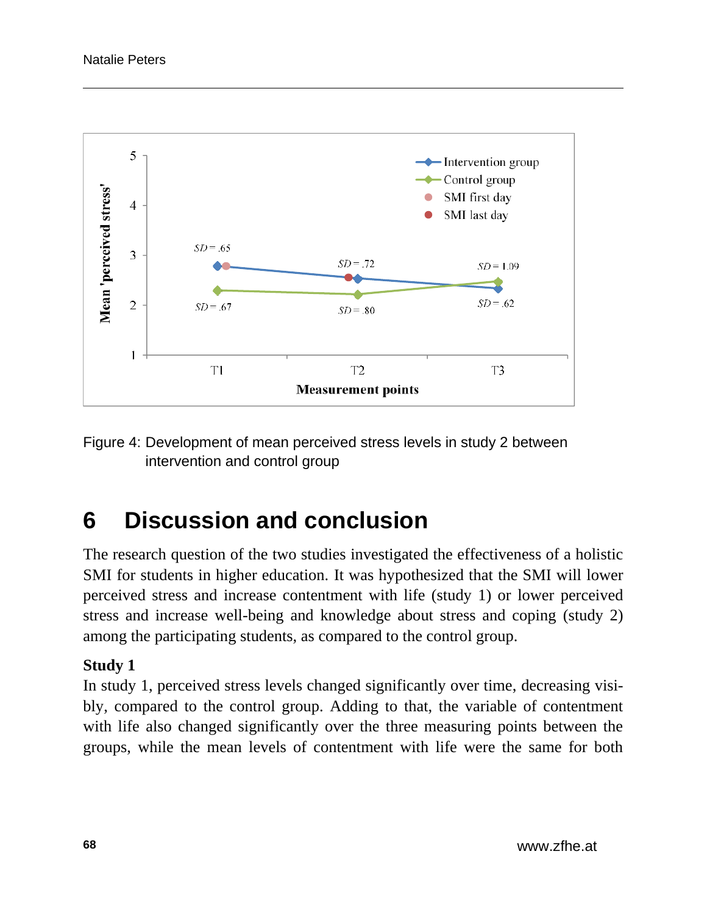Figure 4: Development of mean perceived stress levels in study 2 between intervention and control group

# 6 Discussion and conclusion

The research question of the two studies investigated the effectiveness of a holistic SMI for students in higher education. It was hypothesized that the SMI will lower perceived stress and increase contentment with life (study 1) or lower perceived stress and increase well-being and knowledge about stress and coping (study 2) among the participating students, as compared to the control group.

**Study 1**

In study 1, perceived stress levels changed significantly over time, decreasing visibly, compared to the control group. Adding to that, the variable of contentment with life also changed significantly over the three measuring points between the groups, while the mean levels of contentment with life were the same for both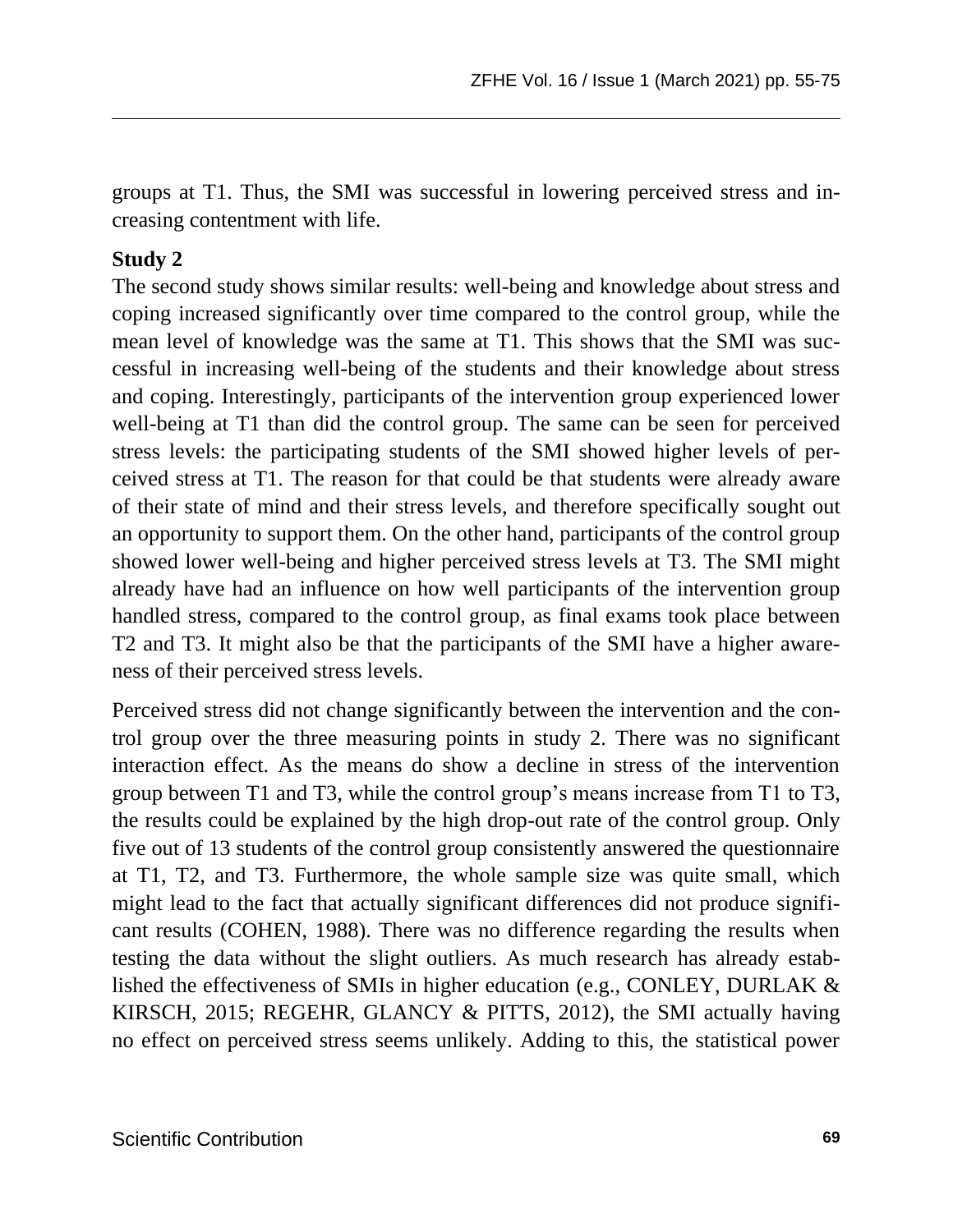groups at T1. Thus, the SMI was successful in lowering perceived stress and increasing contentment with life.

**Study 2**

The second study shows similar results: well-being and knowledge about stress and coping increased significantly over time compared to the control group, while the mean level of knowledge was the same at T1. This shows that the SMI was successful in increasing well-being of the students and their knowledge about stress and coping. Interestingly, participants of the intervention group experienced lower well-being at T1 than did the control group. The same can be seen for perceived stress levels: the participating students of the SMI showed higher levels of perceived stress at T1. The reason for that could be that students were already aware of their state of mind and their stress levels, and therefore specifically sought out an opportunity to support them. On the other hand, participants of the control group showed lower well-being and higher perceived stress levels at T3. The SMI might already have had an influence on how well participants of the intervention group handled stress, compared to the control group, as final exams took place between T2 and T3. It might also be that the participants of the SMI have a higher awareness of their perceived stress levels.

Perceived stress did not change significantly between the intervention and the control group over the three measuring points in study 2. There was no significant interaction effect. As the means do show a decline in stress of the intervention group between T1 and T3, while the control group's means increase from T1 to T3, the results could be explained by the high drop-out rate of the control group. Only five out of 13 students of the control group consistently answered the questionnaire at T1, T2, and T3. Furthermore, the whole sample size was quite small, which might lead to the fact that actually significant differences did not produce significant results (COHEN, 1988). There was no difference regarding the results when testing the data without the slight outliers. As much research has already established the effectiveness of SMIs in higher education (e.g., CONLEY, DURLAK & KIRSCH, 2015; REGEHR, GLANCY & PITTS, 2012), the SMI actually having no effect on perceived stress seems unlikely. Adding to this, the statistical power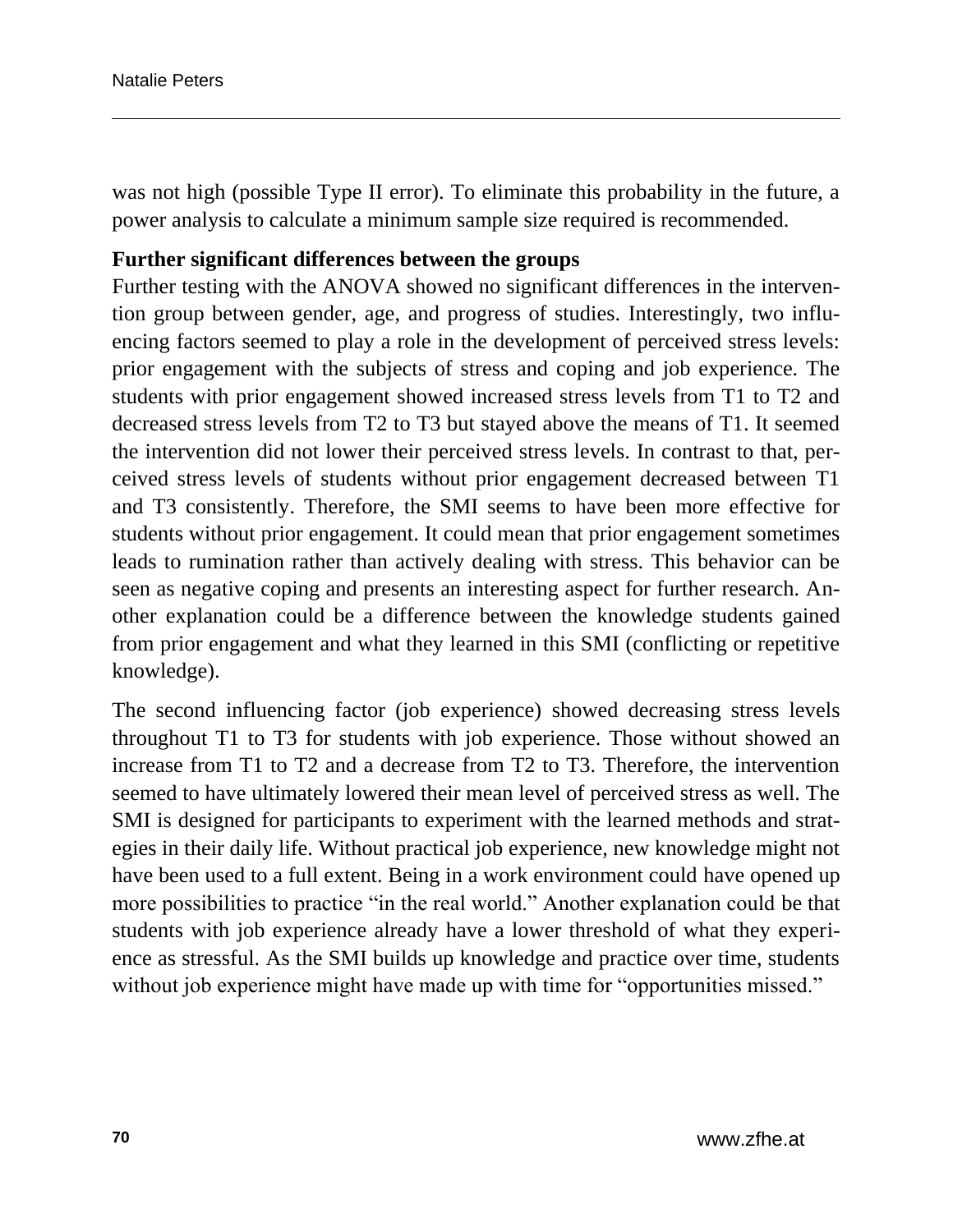was not high (possible Type II error). To eliminate this probability in the future, a power analysis to calculate a minimum sample size required is recommended.

**Further significant differences between the groups**

Further testing with the ANOVA showed no significant differences in the intervention group between gender, age, and progress of studies. Interestingly, two influencing factors seemed to play a role in the development of perceived stress levels: prior engagement with the subjects of stress and coping and job experience. The students with prior engagement showed increased stress levels from T1 to T2 and decreased stress levels from T2 to T3 but stayed above the means of T1. It seemed the intervention did not lower their perceived stress levels. In contrast to that, perceived stress levels of students without prior engagement decreased between T1 and T3 consistently. Therefore, the SMI seems to have been more effective for students without prior engagement. It could mean that prior engagement sometimes leads to rumination rather than actively dealing with stress. This behavior can be seen as negative coping and presents an interesting aspect for further research. Another explanation could be a difference between the knowledge students gained from prior engagement and what they learned in this SMI (conflicting or repetitive knowledge).

The second influencing factor (job experience) showed decreasing stress levels throughout T1 to T3 for students with job experience. Those without showed an increase from T1 to T2 and a decrease from T2 to T3. Therefore, the intervention seemed to have ultimately lowered their mean level of perceived stress as well. The SMI is designed for participants to experiment with the learned methods and strategies in their daily life. Without practical job experience, new knowledge might not have been used to a full extent. Being in a work environment could have opened up more possibilities to practice "in the real world." Another explanation could be that students with job experience already have a lower threshold of what they experience as stressful. As the SMI builds up knowledge and practice over time, students without job experience might have made up with time for "opportunities missed."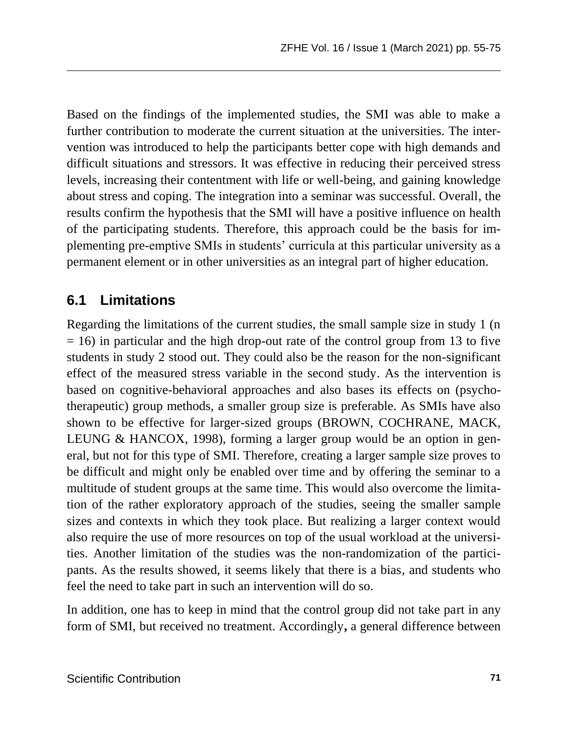Based on the findings of the implemented studies, the SMI was able to make a further contribution to moderate the current situation at the universities. The intervention was introduced to help the participants better cope with high demands and difficult situations and stressors. It was effective in reducing their perceived stress levels, increasing their contentment with life or well-being, and gaining knowledge about stress and coping. The integration into a seminar was successful. Overall, the results confirm the hypothesis that the SMI will have a positive influence on health of the participating students. Therefore, this approach could be the basis for implementing pre-emptive SMIs in students' curricula at this particular university as a permanent element or in other universities as an integral part of higher education.

## 6.1 Limitations

Regarding the limitations of the current studies, the small sample size in study 1 ($n = 16$) in particular and the high drop-out rate of the control group from 13 to five students in study 2 stood out. They could also be the reason for the non-significant effect of the measured stress variable in the second study. As the intervention is based on cognitive-behavioral approaches and also bases its effects on (psychotherapeutic) group methods, a smaller group size is preferable. As SMIs have also shown to be effective for larger-sized groups (BROWN, COCHRANE, MACK, LEUNG & HANCOX, 1998), forming a larger group would be an option in general, but not for this type of SMI. Therefore, creating a larger sample size proves to be difficult and might only be enabled over time and by offering the seminar to a multitude of student groups at the same time. This would also overcome the limitation of the rather exploratory approach of the studies, seeing the smaller sample sizes and contexts in which they took place. But realizing a larger context would also require the use of more resources on top of the usual workload at the universities. Another limitation of the studies was the non-randomization of the participants. As the results showed, it seems likely that there is a bias, and students who feel the need to take part in such an intervention will do so.

In addition, one has to keep in mind that the control group did not take part in any form of SMI, but received no treatment. Accordingly**,** a general difference between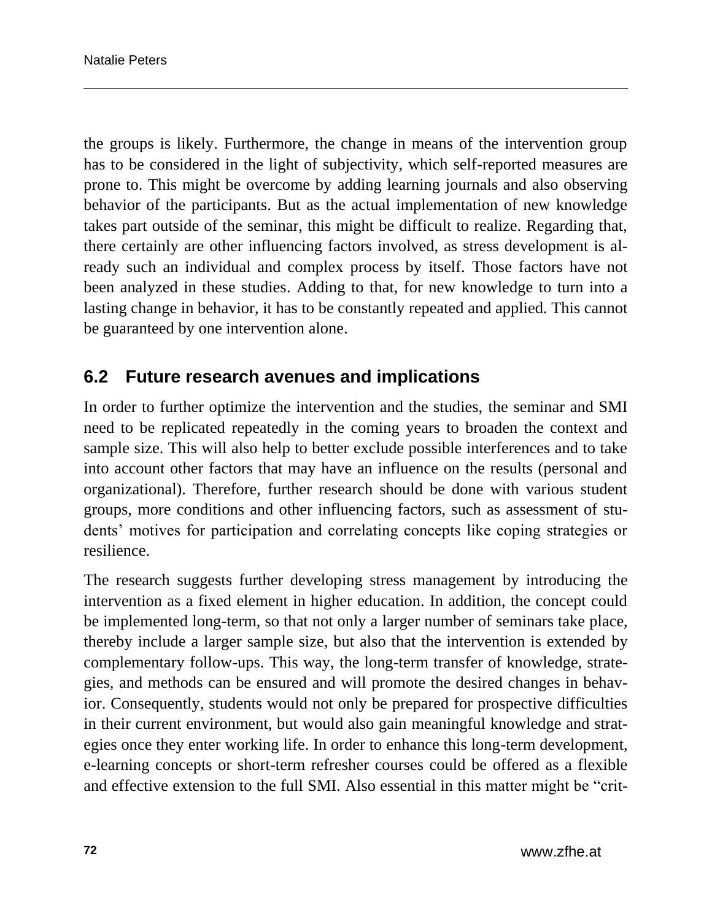the groups is likely. Furthermore, the change in means of the intervention group has to be considered in the light of subjectivity, which self-reported measures are prone to. This might be overcome by adding learning journals and also observing behavior of the participants. But as the actual implementation of new knowledge takes part outside of the seminar, this might be difficult to realize. Regarding that, there certainly are other influencing factors involved, as stress development is already such an individual and complex process by itself. Those factors have not been analyzed in these studies. Adding to that, for new knowledge to turn into a lasting change in behavior, it has to be constantly repeated and applied. This cannot be guaranteed by one intervention alone.

## 6.2 Future research avenues and implications

In order to further optimize the intervention and the studies, the seminar and SMI need to be replicated repeatedly in the coming years to broaden the context and sample size. This will also help to better exclude possible interferences and to take into account other factors that may have an influence on the results (personal and organizational). Therefore, further research should be done with various student groups, more conditions and other influencing factors, such as assessment of students' motives for participation and correlating concepts like coping strategies or resilience.

The research suggests further developing stress management by introducing the intervention as a fixed element in higher education. In addition, the concept could be implemented long-term, so that not only a larger number of seminars take place, thereby include a larger sample size, but also that the intervention is extended by complementary follow-ups. This way, the long-term transfer of knowledge, strategies, and methods can be ensured and will promote the desired changes in behavior. Consequently, students would not only be prepared for prospective difficulties in their current environment, but would also gain meaningful knowledge and strategies once they enter working life. In order to enhance this long-term development, e-learning concepts or short-term refresher courses could be offered as a flexible and effective extension to the full SMI. Also essential in this matter might be "crit-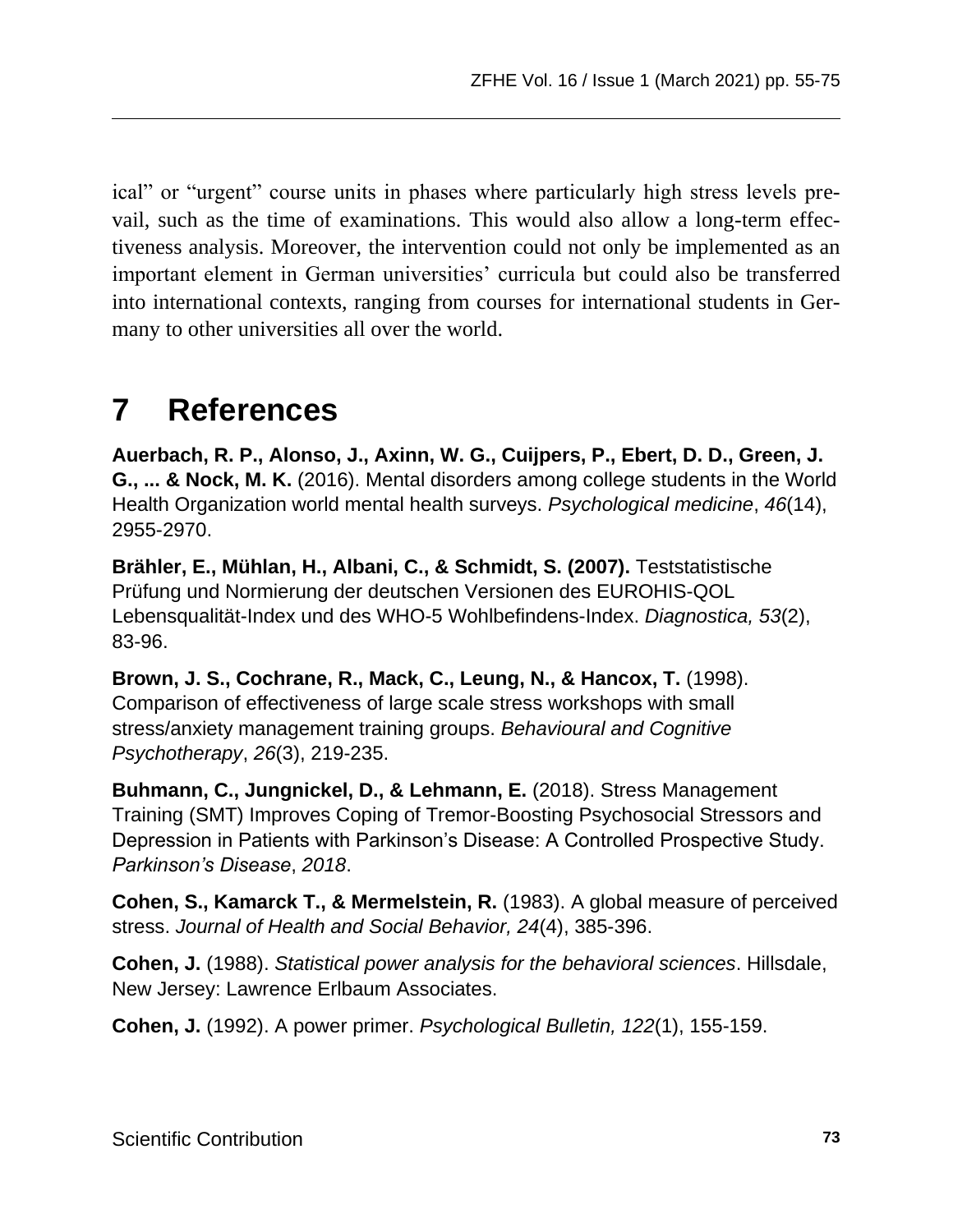ical" or "urgent" course units in phases where particularly high stress levels prevail, such as the time of examinations. This would also allow a long-term effectiveness analysis. Moreover, the intervention could not only be implemented as an important element in German universities' curricula but could also be transferred into international contexts, ranging from courses for international students in Germany to other universities all over the world.

# 7 References

**Auerbach, R. P., Alonso, J., Axinn, W. G., Cuijpers, P., Ebert, D. D., Green, J. G., ... & Nock, M. K.** (2016). Mental disorders among college students in the World Health Organization world mental health surveys. *Psychological medicine*, *46*(14), 2955-2970.

**Brähler, E., Mühlan, H., Albani, C., & Schmidt, S. (2007).** Teststatistische Prüfung und Normierung der deutschen Versionen des EUROHIS-QOL Lebensqualität-Index und des WHO-5 Wohlbefindens-Index. *Diagnostica, 53*(2), 83-96.

**Brown, J. S., Cochrane, R., Mack, C., Leung, N., & Hancox, T.** (1998). Comparison of effectiveness of large scale stress workshops with small stress/anxiety management training groups. *Behavioural and Cognitive Psychotherapy*, *26*(3), 219-235.

**Buhmann, C., Jungnickel, D., & Lehmann, E.** (2018). Stress Management Training (SMT) Improves Coping of Tremor-Boosting Psychosocial Stressors and Depression in Patients with Parkinson's Disease: A Controlled Prospective Study. *Parkinson's Disease*, *2018*.

**Cohen, S., Kamarck T., & Mermelstein, R.** (1983). A global measure of perceived stress. *Journal of Health and Social Behavior, 24*(4), 385-396.

**Cohen, J.** (1988). *Statistical power analysis for the behavioral sciences*. Hillsdale, New Jersey: Lawrence Erlbaum Associates.

**Cohen, J.** (1992). A power primer. *Psychological Bulletin, 122*(1), 155-159.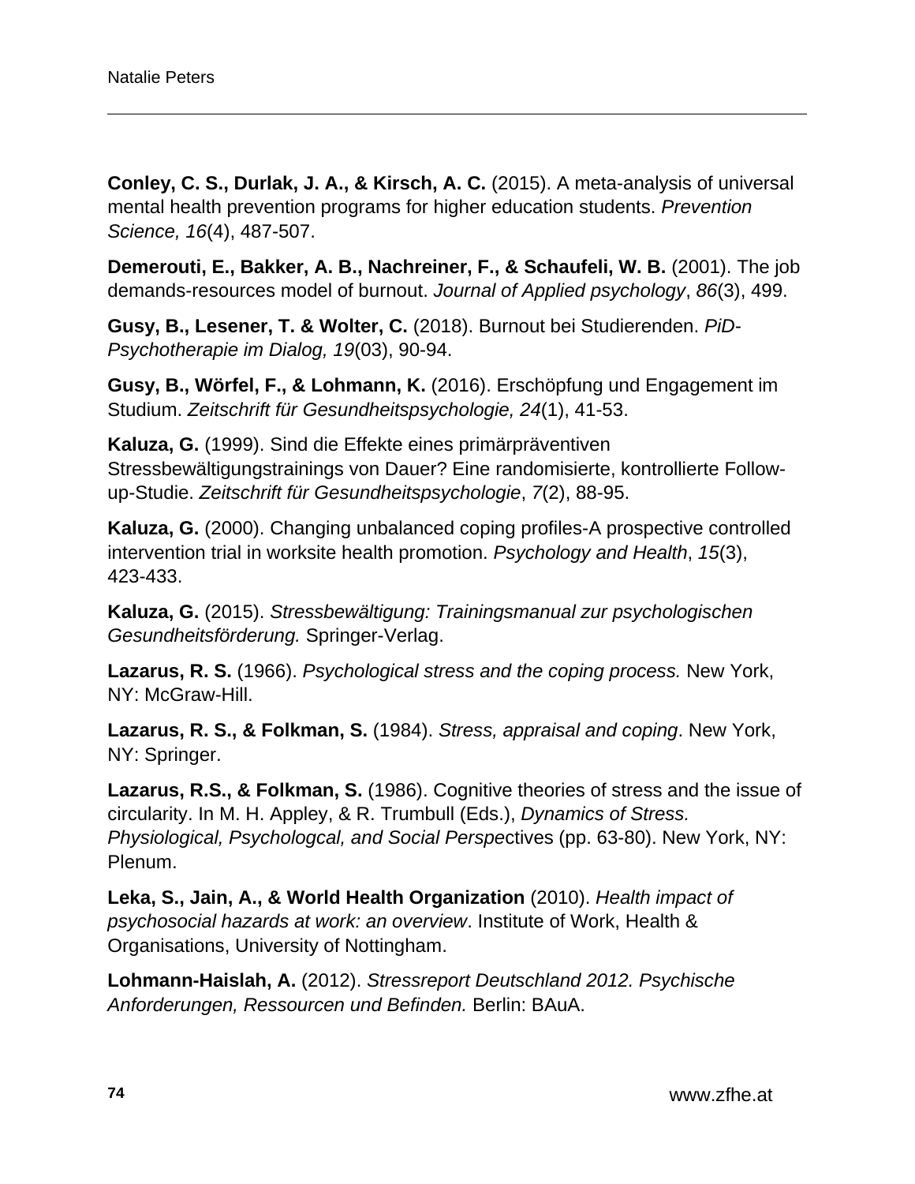**Conley, C. S., Durlak, J. A., & Kirsch, A. C.** (2015). A meta-analysis of universal mental health prevention programs for higher education students. *Prevention Science, 16*(4), 487-507.

**Demerouti, E., Bakker, A. B., Nachreiner, F., & Schaufeli, W. B.** (2001). The job demands-resources model of burnout. *Journal of Applied psychology*, *86*(3), 499.

**Gusy, B., Lesener, T. & Wolter, C.** (2018). Burnout bei Studierenden. *PiD-Psychotherapie im Dialog, 19*(03), 90-94.

**Gusy, B., Wörfel, F., & Lohmann, K.** (2016). Erschöpfung und Engagement im Studium. *Zeitschrift für Gesundheitspsychologie, 24*(1), 41-53.

**Kaluza, G.** (1999). Sind die Effekte eines primärpräventiven Stressbewältigungstrainings von Dauer? Eine randomisierte, kontrollierte Follow-up-Studie. *Zeitschrift für Gesundheitspsychologie*, *7*(2), 88-95.

**Kaluza, G.** (2000). Changing unbalanced coping profiles-A prospective controlled intervention trial in worksite health promotion. *Psychology and Health*, *15*(3), 423-433.

**Kaluza, G.** (2015). *Stressbewältigung: Trainingsmanual zur psychologischen Gesundheitsförderung.* Springer-Verlag.

**Lazarus, R. S.** (1966). *Psychological stress and the coping process.* New York, NY: McGraw-Hill.

**Lazarus, R. S., & Folkman, S.** (1984). *Stress, appraisal and coping*. New York, NY: Springer.

**Lazarus, R.S., & Folkman, S.** (1986). Cognitive theories of stress and the issue of circularity. In M. H. Appley, & R. Trumbull (Eds.), *Dynamics of Stress. Physiological, Psychologcal, and Social Perspe*ctives (pp. 63-80). New York, NY: Plenum.

**Leka, S., Jain, A., & World Health Organization** (2010). *Health impact of psychosocial hazards at work: an overview*. Institute of Work, Health & Organisations, University of Nottingham.

**Lohmann-Haislah, A.** (2012). *Stressreport Deutschland 2012. Psychische Anforderungen, Ressourcen und Befinden.* Berlin: BAuA.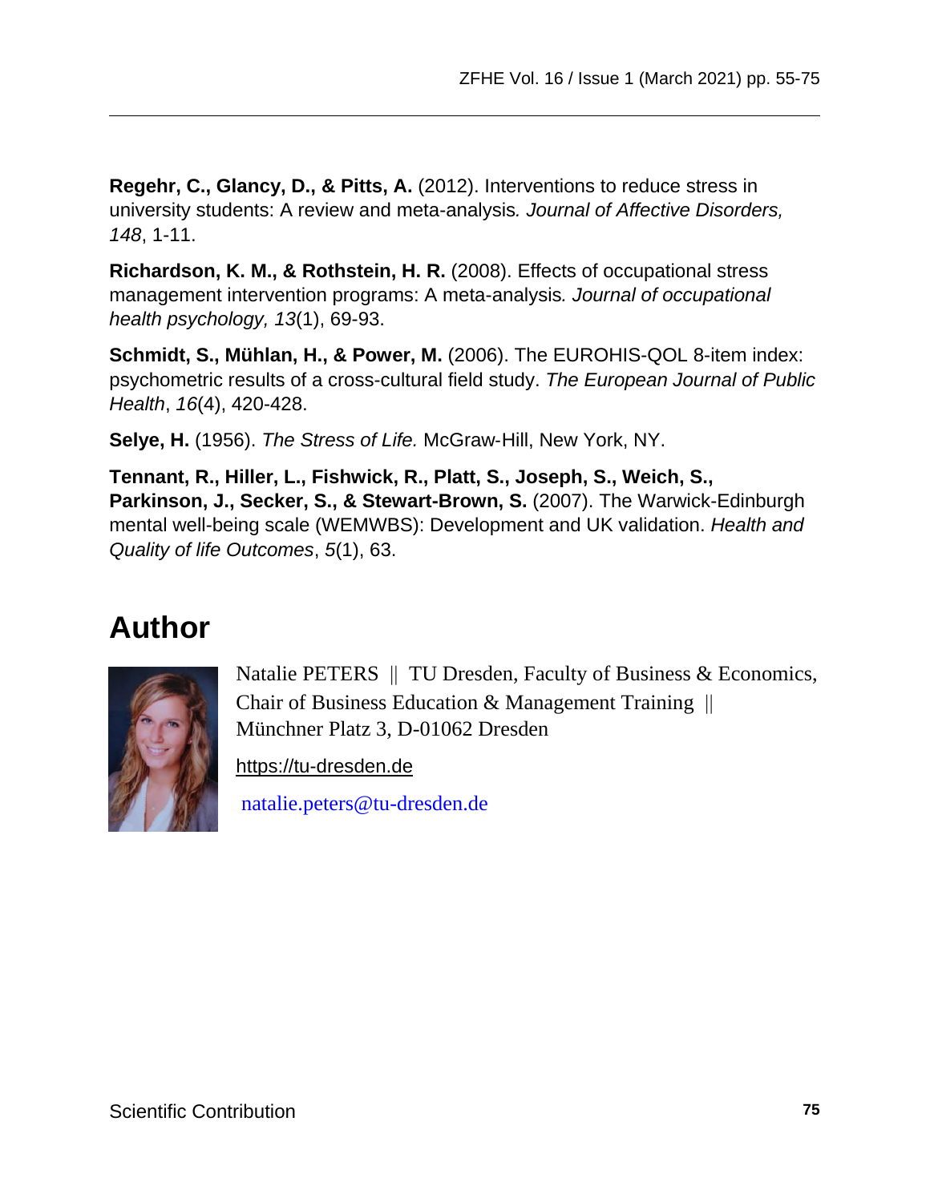**Regehr, C., Glancy, D., & Pitts, A.** (2012). Interventions to reduce stress in university students: A review and meta-analysis*. Journal of Affective Disorders, 148*, 1-11.

**Richardson, K. M., & Rothstein, H. R.** (2008). Effects of occupational stress management intervention programs: A meta-analysis*. Journal of occupational health psychology, 13*(1), 69-93.

**Schmidt, S., Mühlan, H., & Power, M.** (2006). The EUROHIS-QOL 8-item index: psychometric results of a cross-cultural field study. *The European Journal of Public Health*, *16*(4), 420-428.

**Selye, H.** (1956). *The Stress of Life.* McGraw-Hill, New York, NY.

**Tennant, R., Hiller, L., Fishwick, R., Platt, S., Joseph, S., Weich, S., Parkinson, J., Secker, S., & Stewart-Brown, S.** (2007). The Warwick-Edinburgh mental well-being scale (WEMWBS): Development and UK validation. *Health and Quality of life Outcomes*, *5*(1), 63.

# Author

Natalie PETERS || TU Dresden, Faculty of Business & Economics, Chair of Business Education & Management Training || Münchner Platz 3, D-01062 Dresden

https://tu-dresden.de

natalie.peters@tu-dresden.de

Scientific Contribution